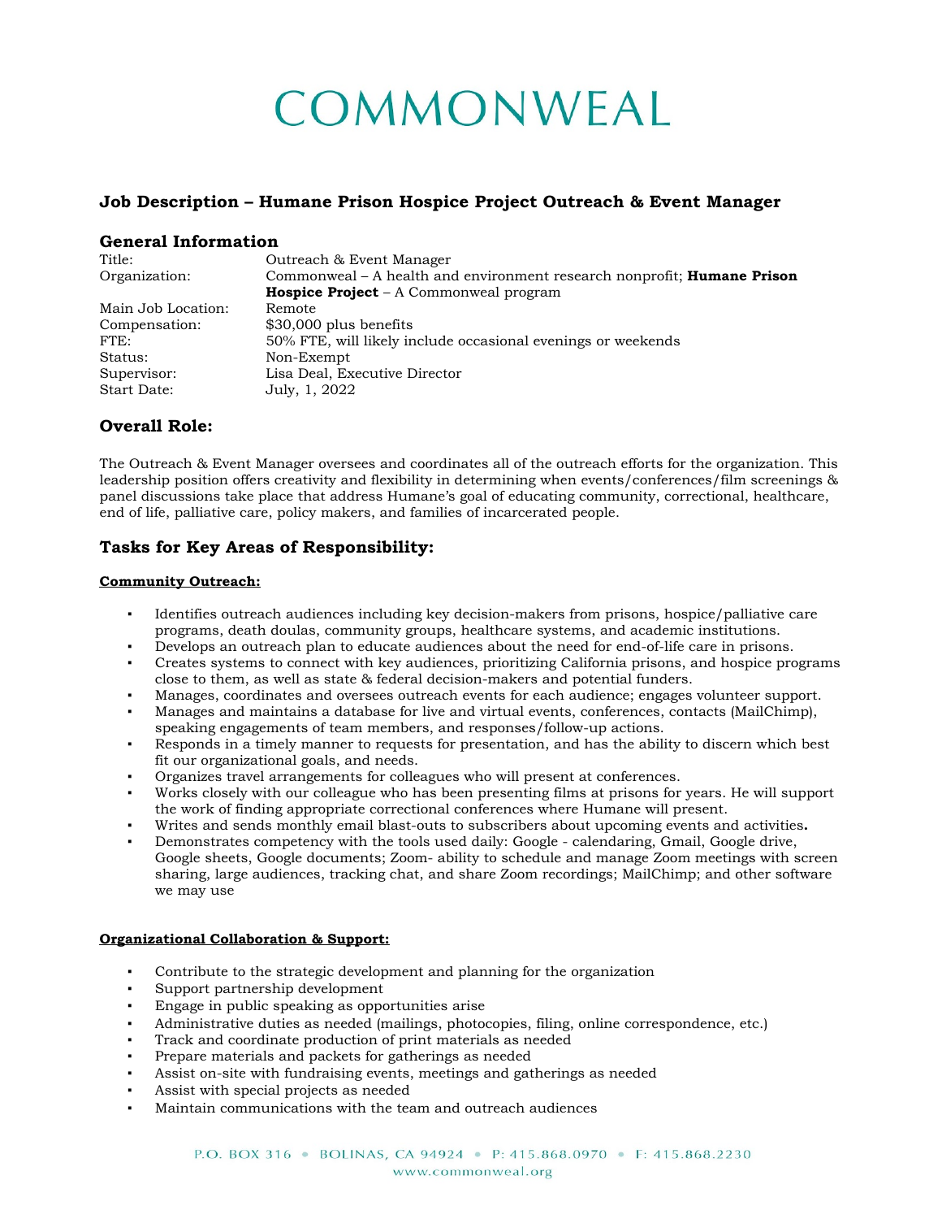# COMMONWEAL

## Job Description – Humane Prison Hospice Project Outreach & Event Manager

### General Information

| | |
|---|---|
| Title: | Outreach & Event Manager |
| Organization: | Commonweal – A health and environment research nonprofit; **Humane Prison Hospice Project** – A Commonweal program |
| Main Job Location: | Remote |
| Compensation: | $30,000 plus benefits |
| FTE: | 50% FTE, will likely include occasional evenings or weekends |
| Status: | Non-Exempt |
| Supervisor: | Lisa Deal, Executive Director |
| Start Date: | July, 1, 2022 |

## Overall Role:

The Outreach & Event Manager oversees and coordinates all of the outreach efforts for the organization. This leadership position offers creativity and flexibility in determining when events/conferences/film screenings & panel discussions take place that address Humane's goal of educating community, correctional, healthcare, end of life, palliative care, policy makers, and families of incarcerated people.

## Tasks for Key Areas of Responsibility:

**Community Outreach:**

- Identifies outreach audiences including key decision-makers from prisons, hospice/palliative care programs, death doulas, community groups, healthcare systems, and academic institutions.
- Develops an outreach plan to educate audiences about the need for end-of-life care in prisons.
- Creates systems to connect with key audiences, prioritizing California prisons, and hospice programs close to them, as well as state & federal decision-makers and potential funders.
- Manages, coordinates and oversees outreach events for each audience; engages volunteer support.
- Manages and maintains a database for live and virtual events, conferences, contacts (MailChimp), speaking engagements of team members, and responses/follow-up actions.
- Responds in a timely manner to requests for presentation, and has the ability to discern which best fit our organizational goals, and needs.
- Organizes travel arrangements for colleagues who will present at conferences.
- Works closely with our colleague who has been presenting films at prisons for years. He will support the work of finding appropriate correctional conferences where Humane will present.
- Writes and sends monthly email blast-outs to subscribers about upcoming events and activities.
- Demonstrates competency with the tools used daily: Google - calendaring, Gmail, Google drive, Google sheets, Google documents; Zoom- ability to schedule and manage Zoom meetings with screen sharing, large audiences, tracking chat, and share Zoom recordings; MailChimp; and other software we may use

**Organizational Collaboration & Support:**

- Contribute to the strategic development and planning for the organization
- Support partnership development
- Engage in public speaking as opportunities arise
- Administrative duties as needed (mailings, photocopies, filing, online correspondence, etc.)
- Track and coordinate production of print materials as needed
- Prepare materials and packets for gatherings as needed
- Assist on-site with fundraising events, meetings and gatherings as needed
- Assist with special projects as needed
- Maintain communications with the team and outreach audiences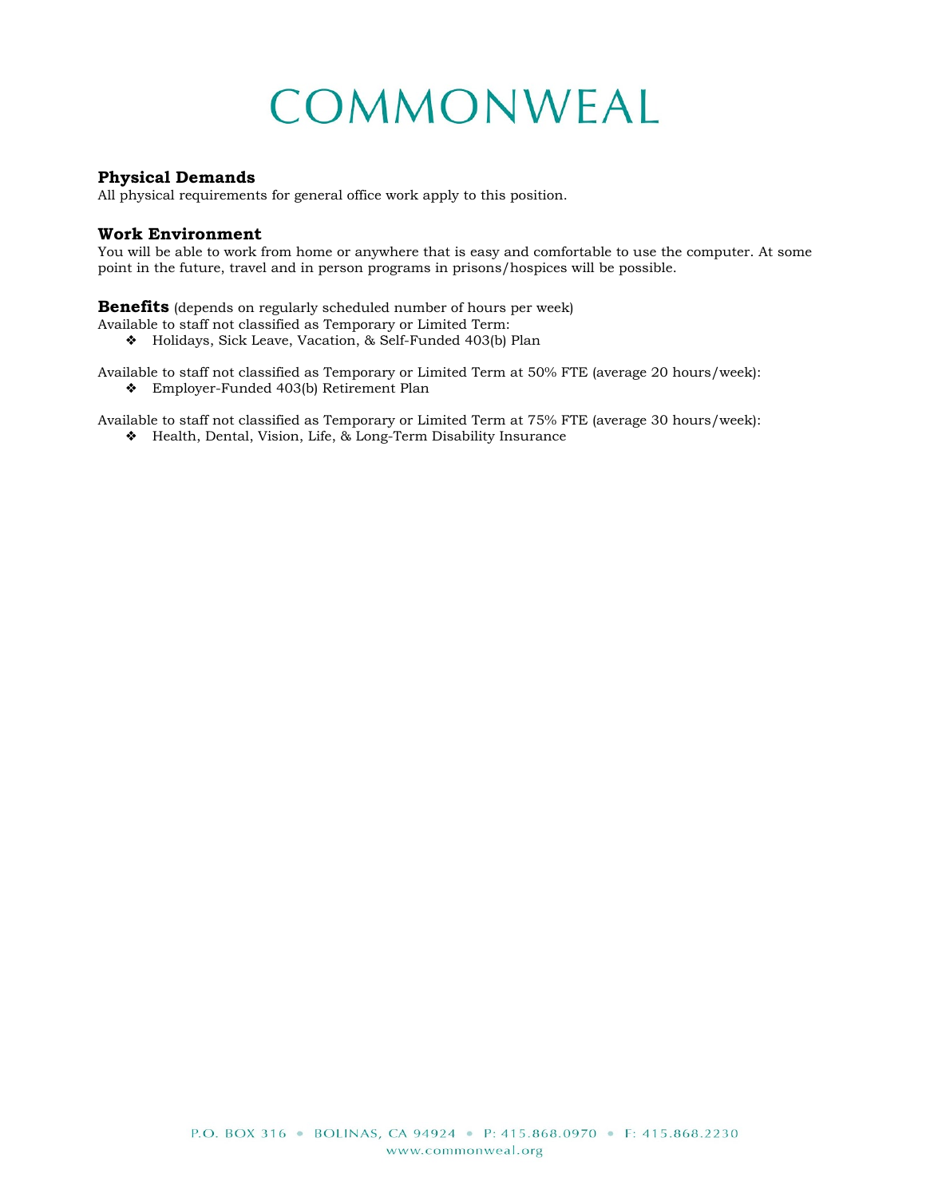# COMMONWEAL

### Physical Demands

All physical requirements for general office work apply to this position.

### Work Environment

You will be able to work from home or anywhere that is easy and comfortable to use the computer. At some point in the future, travel and in person programs in prisons/hospices will be possible.

### Benefits (depends on regularly scheduled number of hours per week)

Available to staff not classified as Temporary or Limited Term:

- Holidays, Sick Leave, Vacation, & Self-Funded 403(b) Plan

Available to staff not classified as Temporary or Limited Term at 50% FTE (average 20 hours/week):

- Employer-Funded 403(b) Retirement Plan

Available to staff not classified as Temporary or Limited Term at 75% FTE (average 30 hours/week):

- Health, Dental, Vision, Life, & Long-Term Disability Insurance

P.O. BOX 316 • BOLINAS, CA 94924 • P: 415.868.0970 • F: 415.868.2230
www.commonweal.org